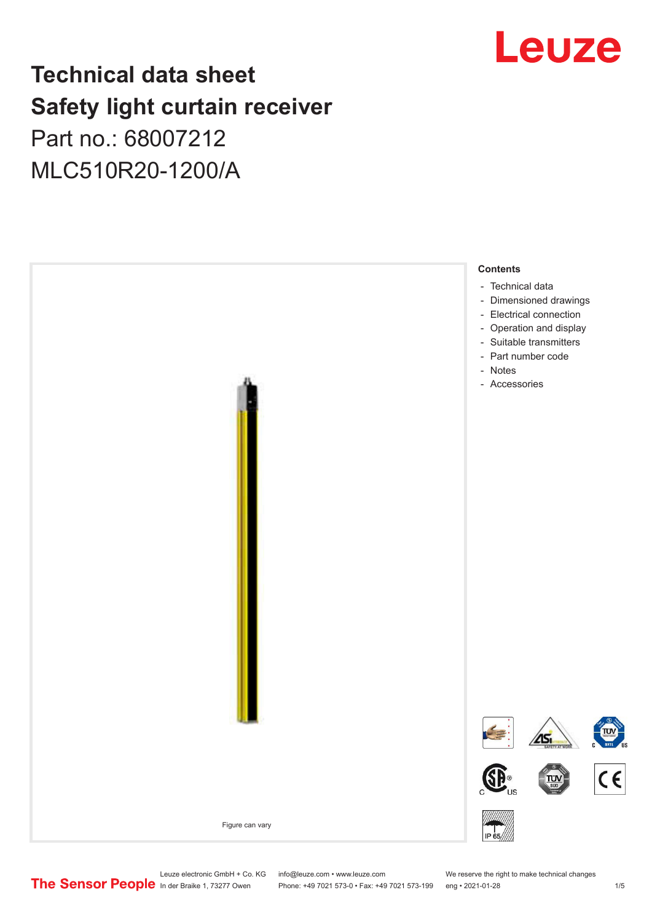# Technical data sheet
# Safety light curtain receiver
Part no.: 68007212
MLC510R20-1200/A

Figure can vary

**Contents**

- Technical data
- Dimensioned drawings
- Electrical connection
- Operation and display
- Suitable transmitters
- Part number code
- Notes
- Accessories

Leuze electronic GmbH + Co. KG
In der Braike 1, 73277 Owen

info@leuze.com • www.leuze.com
Phone: +49 7021 573-0 • Fax: +49 7021 573-199

We reserve the right to make technical changes
eng • 2021-01-28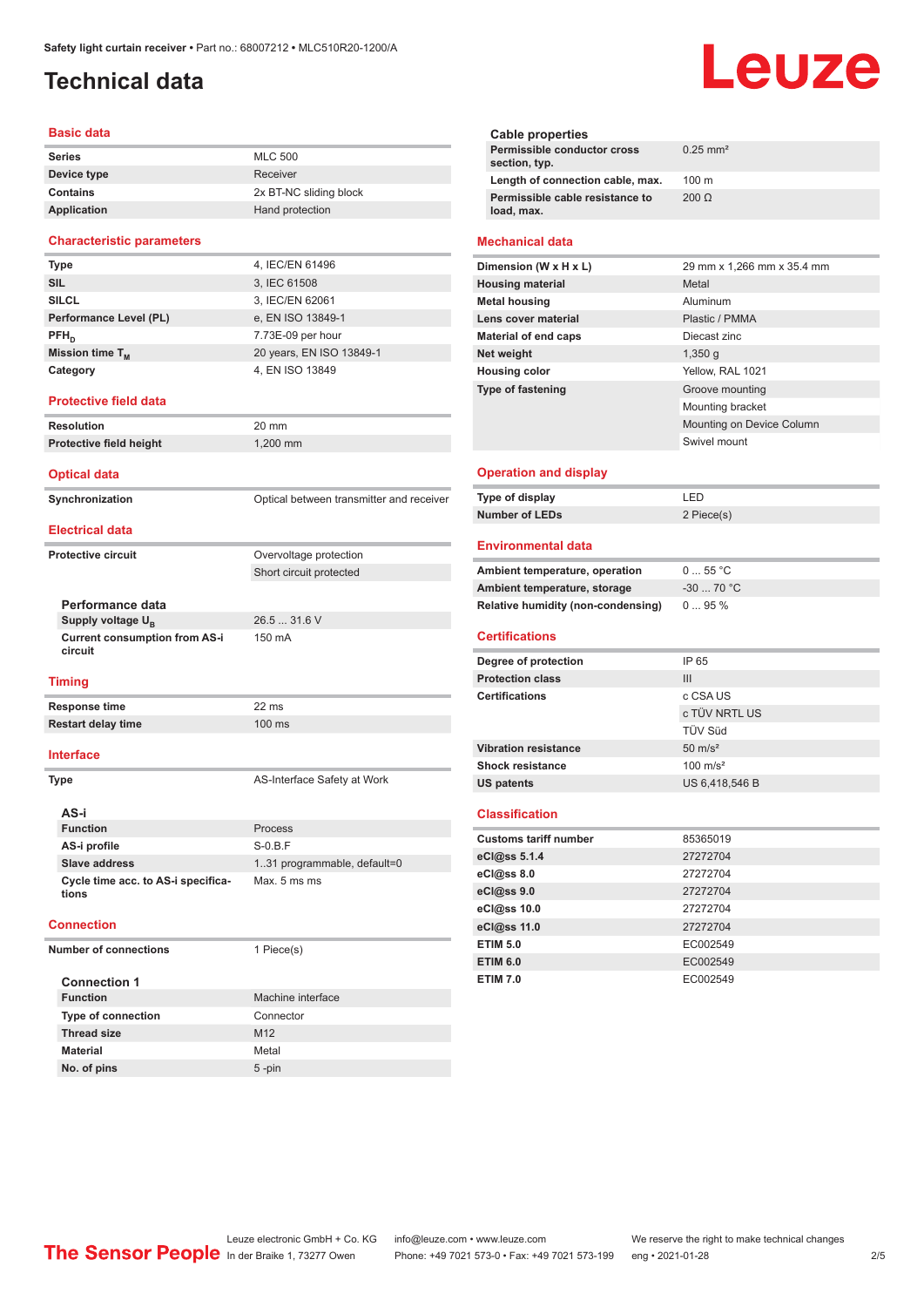# Technical data

## Basic data

| | |
|---|---|
| Series | MLC 500 |
| Device type | Receiver |
| Contains | 2x BT-NC sliding block |
| Application | Hand protection |

## Characteristic parameters

| | |
|---|---|
| Type | 4, IEC/EN 61496 |
| SIL | 3, IEC 61508 |
| SILCL | 3, IEC/EN 62061 |
| Performance Level (PL) | e, EN ISO 13849-1 |
| $PFH_D$ | 7.73E-09 per hour |
| Mission time $T_M$ | 20 years, EN ISO 13849-1 |
| Category | 4, EN ISO 13849 |

## Protective field data

| | |
|---|---|
| Resolution | 20 mm |
| Protective field height | 1,200 mm |

## Optical data

| | |
|---|---|
| Synchronization | Optical between transmitter and receiver |

## Electrical data

| | |
|---|---|
| Protective circuit | Overvoltage protection |
| | Short circuit protected |

### Performance data

| | |
|---|---|
| Supply voltage $U_B$ | 26.5 ... 31.6 V |
| Current consumption from AS-i circuit | 150 mA |

## Timing

| | |
|---|---|
| Response time | 22 ms |
| Restart delay time | 100 ms |

## Interface

| | |
|---|---|
| Type | AS-Interface Safety at Work |

### AS-i

| | |
|---|---|
| Function | Process |
| AS-i profile | S-0.B.F |
| Slave address | 1..31 programmable, default=0 |
| Cycle time acc. to AS-i specifications | Max. 5 ms ms |

## Connection

| | |
|---|---|
| Number of connections | 1 Piece(s) |

### Connection 1

| | |
|---|---|
| Function | Machine interface |
| Type of connection | Connector |
| Thread size | M12 |
| Material | Metal |
| No. of pins | 5 -pin |

### Cable properties

| | |
|---|---|
| Permissible conductor cross section, typ. | 0.25 mm² |
| Length of connection cable, max. | 100 m |
| Permissible cable resistance to load, max. | 200 Ω |

## Mechanical data

| | |
|---|---|
| Dimension (W x H x L) | 29 mm x 1,266 mm x 35.4 mm |
| Housing material | Metal |
| Metal housing | Aluminum |
| Lens cover material | Plastic / PMMA |
| Material of end caps | Diecast zinc |
| Net weight | 1,350 g |
| Housing color | Yellow, RAL 1021 |
| Type of fastening | Groove mounting |
| | Mounting bracket |
| | Mounting on Device Column |
| | Swivel mount |

## Operation and display

| | |
|---|---|
| Type of display | LED |
| Number of LEDs | 2 Piece(s) |

## Environmental data

| | |
|---|---|
| Ambient temperature, operation | 0 ... 55 °C |
| Ambient temperature, storage | -30 ... 70 °C |
| Relative humidity (non-condensing) | 0 ... 95 % |

## Certifications

| | |
|---|---|
| Degree of protection | IP 65 |
| Protection class | III |
| Certifications | c CSA US |
| | c TÜV NRTL US |
| | TÜV Süd |
| Vibration resistance | 50 m/s² |
| Shock resistance | 100 m/s² |
| US patents | US 6,418,546 B |

## Classification

| | |
|---|---|
| Customs tariff number | 85365019 |
| eCl@ss 5.1.4 | 27272704 |
| eCl@ss 8.0 | 27272704 |
| eCl@ss 9.0 | 27272704 |
| eCl@ss 10.0 | 27272704 |
| eCl@ss 11.0 | 27272704 |
| ETIM 5.0 | EC002549 |
| ETIM 6.0 | EC002549 |
| ETIM 7.0 | EC002549 |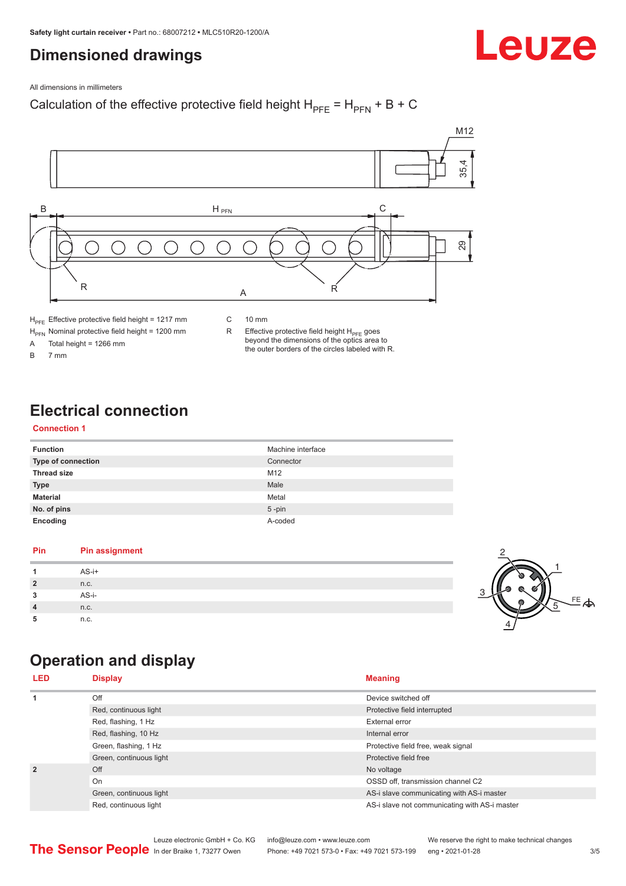# Dimensioned drawings

All dimensions in millimeters

Calculation of the effective protective field height $H_{PFE} = H_{PFN} + B + C$

M12

35,4

B

$H_{PFN}$

C

29

R

A

R

$H_{PFE}$ Effective protective field height = 1217 mm

$H_{PFN}$ Nominal protective field height = 1200 mm

A Total height = 1266 mm

B 7 mm

C 10 mm

R Effective protective field height $H_{PFE}$ goes beyond the dimensions of the optics area to the outer borders of the circles labeled with R.

# Electrical connection

## Connection 1

| | |
|---|---|
| **Function** | Machine interface |
| **Type of connection** | Connector |
| **Thread size** | M12 |
| **Type** | Male |
| **Material** | Metal |
| **No. of pins** | 5 -pin |
| **Encoding** | A-coded |

| Pin | Pin assignment |
|---|---|
| **1** | AS-i+ |
| **2** | n.c. |
| **3** | AS-i- |
| **4** | n.c. |
| **5** | n.c. |

2
1
3
FE
5
4

# Operation and display

| LED | Display | Meaning |
|---|---|---|
| **1** | Off | Device switched off |
| | Red, continuous light | Protective field interrupted |
| | Red, flashing, 1 Hz | External error |
| | Red, flashing, 10 Hz | Internal error |
| | Green, flashing, 1 Hz | Protective field free, weak signal |
| | Green, continuous light | Protective field free |
| **2** | Off | No voltage |
| | On | OSSD off, transmission channel C2 |
| | Green, continuous light | AS-i slave communicating with AS-i master |
| | Red, continuous light | AS-i slave not communicating with AS-i master |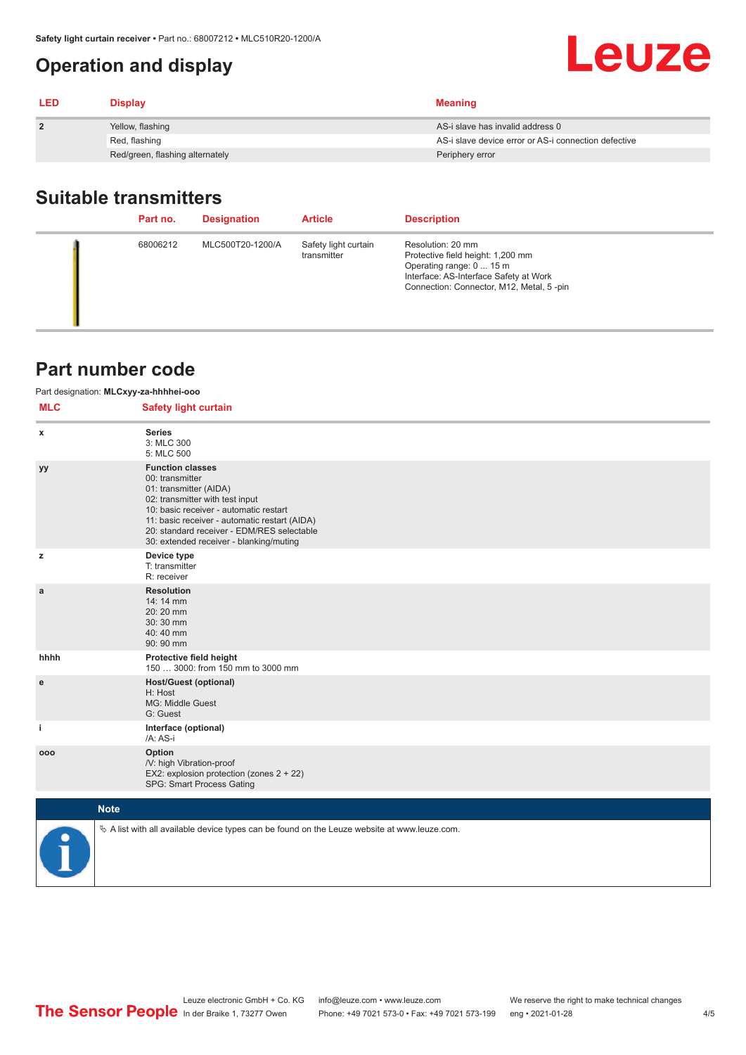## Operation and display

| LED | Display | Meaning |
|---|---|---|
| 2 | Yellow, flashing | AS-i slave has invalid address 0 |
| | Red, flashing | AS-i slave device error or AS-i connection defective |
| | Red/green, flashing alternately | Periphery error |

## Suitable transmitters

| | Part no. | Designation | Article | Description |
|---|---|---|---|---|
| | 68006212 | MLC500T20-1200/A | Safety light curtain transmitter | Resolution: 20 mm<br>Protective field height: 1,200 mm<br>Operating range: 0 ... 15 m<br>Interface: AS-Interface Safety at Work<br>Connection: Connector, M12, Metal, 5 -pin |

## Part number code

Part designation: **MLCxyy-za-hhhhei-ooo**

| MLC | Safety light curtain |
|---|---|
| x | **Series**<br>3: MLC 300<br>5: MLC 500 |
| yy | **Function classes**<br>00: transmitter<br>01: transmitter (AIDA)<br>02: transmitter with test input<br>10: basic receiver - automatic restart<br>11: basic receiver - automatic restart (AIDA)<br>20: standard receiver - EDM/RES selectable<br>30: extended receiver - blanking/muting |
| z | **Device type**<br>T: transmitter<br>R: receiver |
| a | **Resolution**<br>14: 14 mm<br>20: 20 mm<br>30: 30 mm<br>40: 40 mm<br>90: 90 mm |
| hhhh | **Protective field height**<br>150 … 3000: from 150 mm to 3000 mm |
| e | **Host/Guest (optional)**<br>H: Host<br>MG: Middle Guest<br>G: Guest |
| i | **Interface (optional)**<br>/A: AS-i |
| ooo | **Option**<br>/V: high Vibration-proof<br>EX2: explosion protection (zones 2 + 22)<br>SPG: Smart Process Gating |

**Note**

A list with all available device types can be found on the Leuze website at www.leuze.com.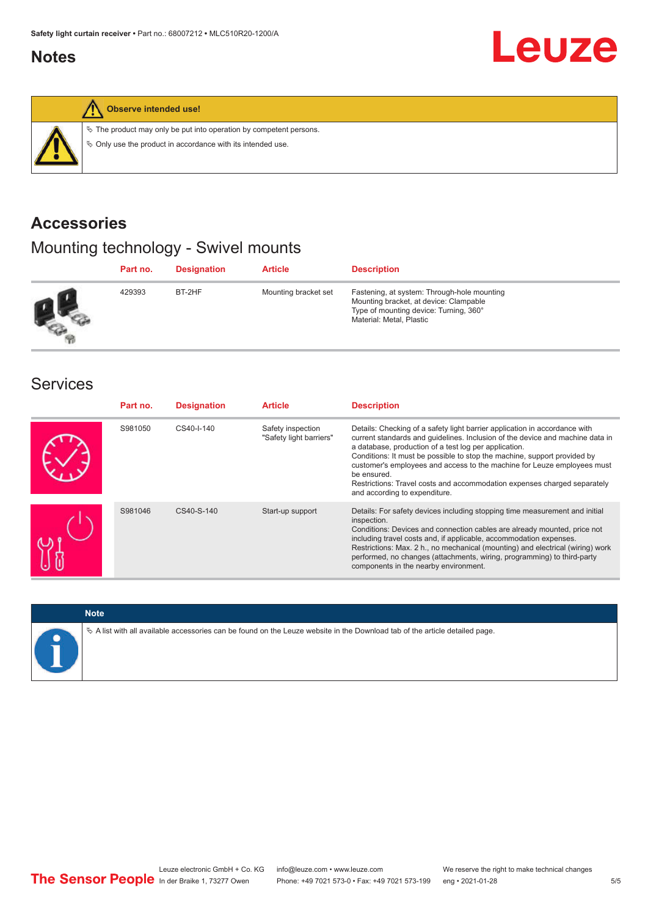## Notes

**Observe intended use!**

- ✎ The product may only be put into operation by competent persons.
- ✎ Only use the product in accordance with its intended use.

## Accessories

### Mounting technology - Swivel mounts

| | Part no. | Designation | Article | Description |
|---|---|---|---|---|
| | 429393 | BT-2HF | Mounting bracket set | Fastening, at system: Through-hole mounting<br>Mounting bracket, at device: Clampable<br>Type of mounting device: Turning, 360°<br>Material: Metal, Plastic |

### Services

| | Part no. | Designation | Article | Description |
|---|---|---|---|---|
| | S981050 | CS40-I-140 | Safety inspection "Safety light barriers" | Details: Checking of a safety light barrier application in accordance with current standards and guidelines. Inclusion of the device and machine data in a database, production of a test log per application.<br>Conditions: It must be possible to stop the machine, support provided by customer's employees and access to the machine for Leuze employees must be ensured.<br>Restrictions: Travel costs and accommodation expenses charged separately and according to expenditure. |
| | S981046 | CS40-S-140 | Start-up support | Details: For safety devices including stopping time measurement and initial inspection.<br>Conditions: Devices and connection cables are already mounted, price not including travel costs and, if applicable, accommodation expenses.<br>Restrictions: Max. 2 h., no mechanical (mounting) and electrical (wiring) work performed, no changes (attachments, wiring, programming) to third-party components in the nearby environment. |

**Note**

- ✎ A list with all available accessories can be found on the Leuze website in the Download tab of the article detailed page.